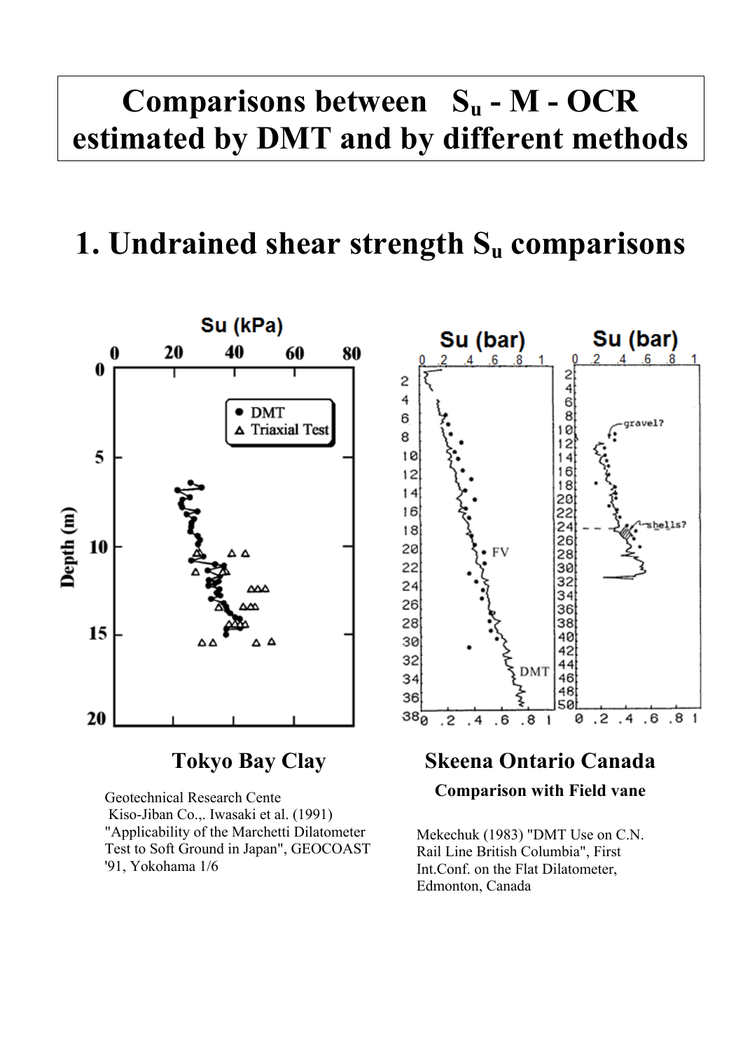# Comparisons between $S_u$ - M - OCR estimated by DMT and by different methods

## 1. Undrained shear strength $S_u$ comparisons

**Tokyo Bay Clay**

Geotechnical Research Cente Kiso-Jiban Co.,. Iwasaki et al. (1991) "Applicability of the Marchetti Dilatometer Test to Soft Ground in Japan", GEOCOAST '91, Yokohama 1/6

**Skeena Ontario Canada**

**Comparison with Field vane**

Mekechuk (1983) "DMT Use on C.N. Rail Line British Columbia", First Int.Conf. on the Flat Dilatometer, Edmonton, Canada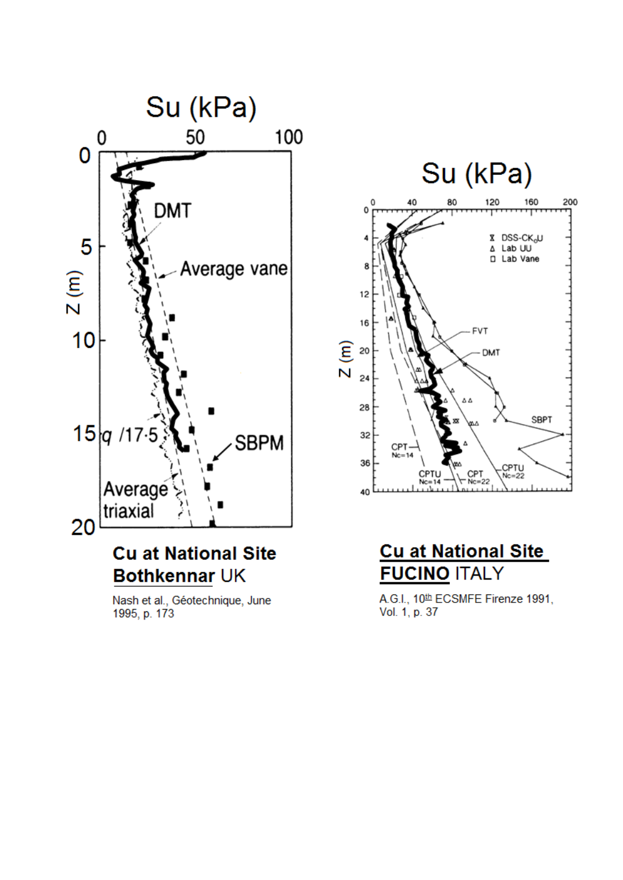**Cu at National Site Bothkennar UK**

Nash et al., Géotechnique, June 1995, p. 173

**Cu at National Site FUCINO ITALY**

A.G.I., 10th ECSMFE Firenze 1991, Vol. 1, p. 37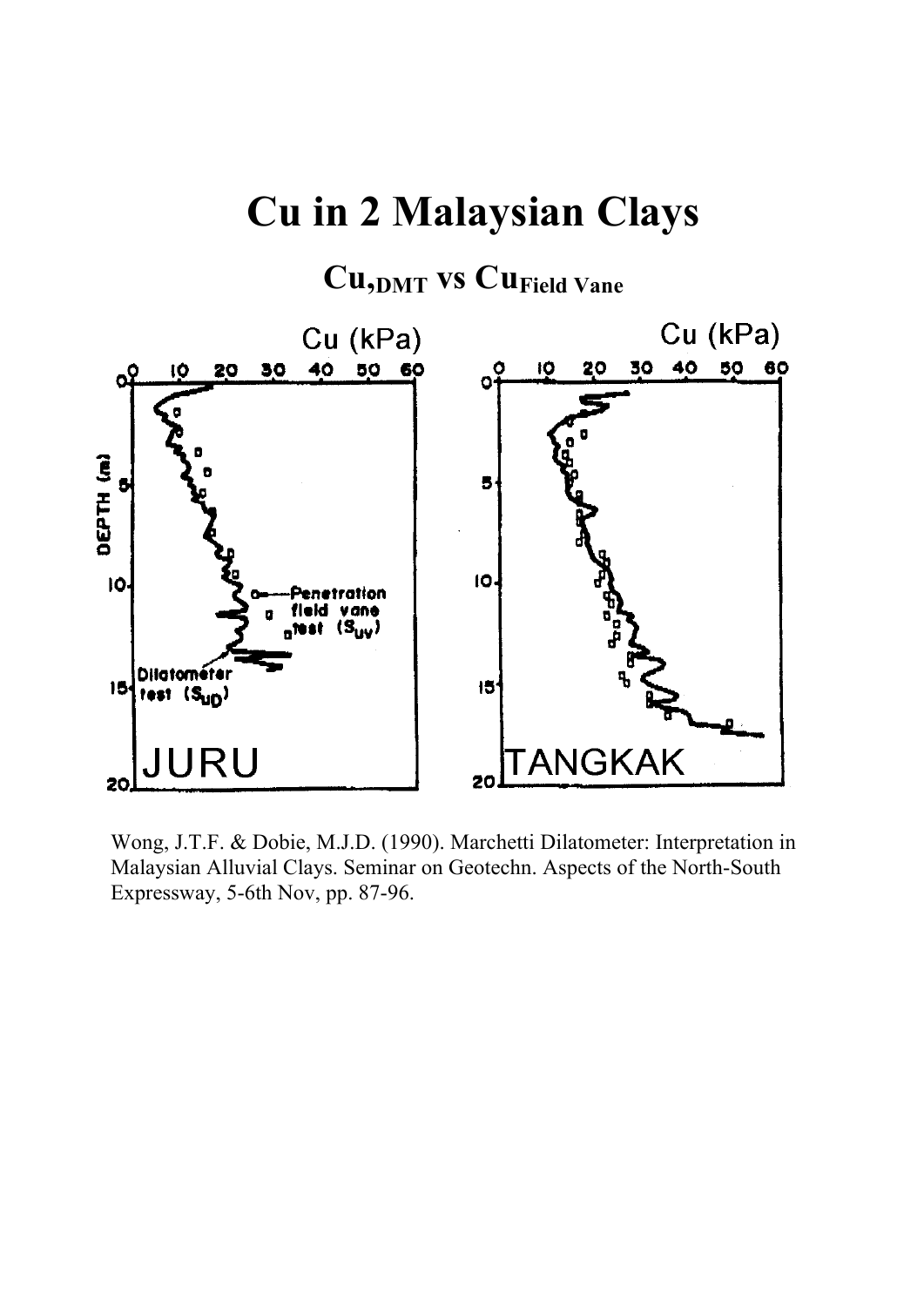# Cu in 2 Malaysian Clays

## $Cu_{,DMT}$ vs $Cu_{Field\ Vane}$

Wong, J.T.F. & Dobie, M.J.D. (1990). Marchetti Dilatometer: Interpretation in Malaysian Alluvial Clays. Seminar on Geotechn. Aspects of the North-South Expressway, 5-6th Nov, pp. 87-96.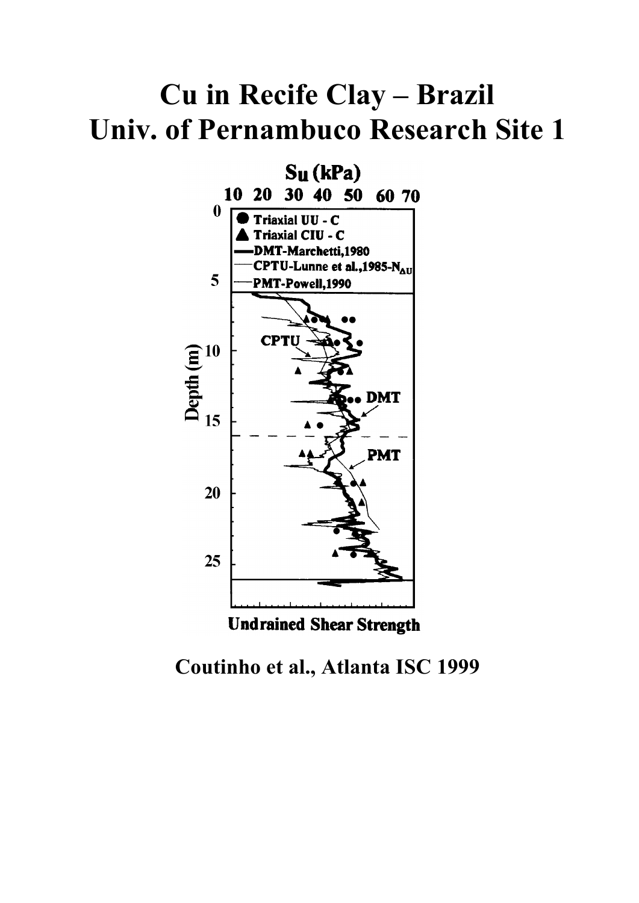# Cu in Recife Clay – Brazil
# Univ. of Pernambuco Research Site 1

Su (kPa)

10 20 30 40 50 60 70

0

- Triaxial UU - C
- Triaxial CIU - C
- DMT-Marchetti,1980
- CPTU-Lunne et al.,1985-$N_{\Delta U}$
- PMT-Powell,1990

5

CPTU

Depth (m) 10

DMT

15

PMT

20

25

Undrained Shear Strength

**Coutinho et al., Atlanta ISC 1999**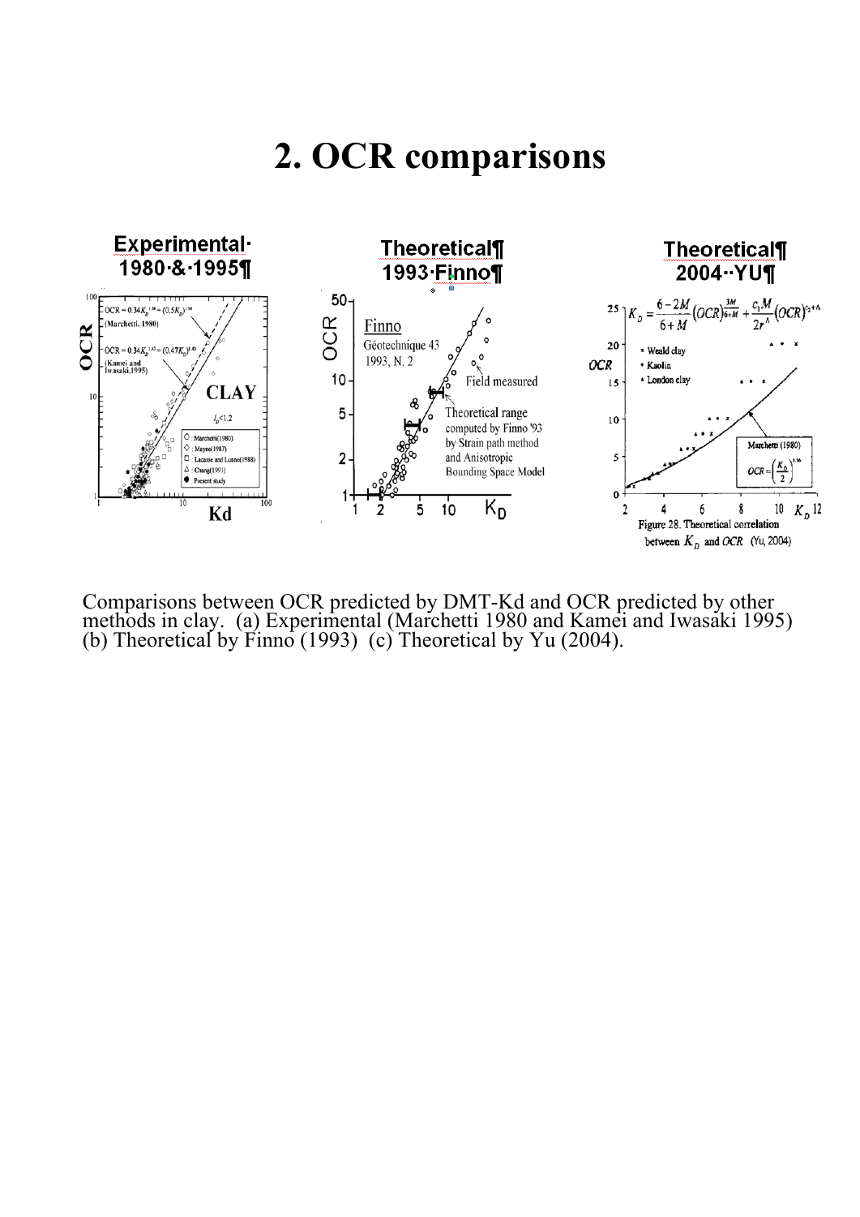# 2. OCR comparisons

**Experimental 1980 & 1995**

**Theoretical 1993 Finno**

**Theoretical 2004 YU**

Comparisons between OCR predicted by DMT-Kd and OCR predicted by other methods in clay. (a) Experimental (Marchetti 1980 and Kamei and Iwasaki 1995) (b) Theoretical by Finno (1993) (c) Theoretical by Yu (2004).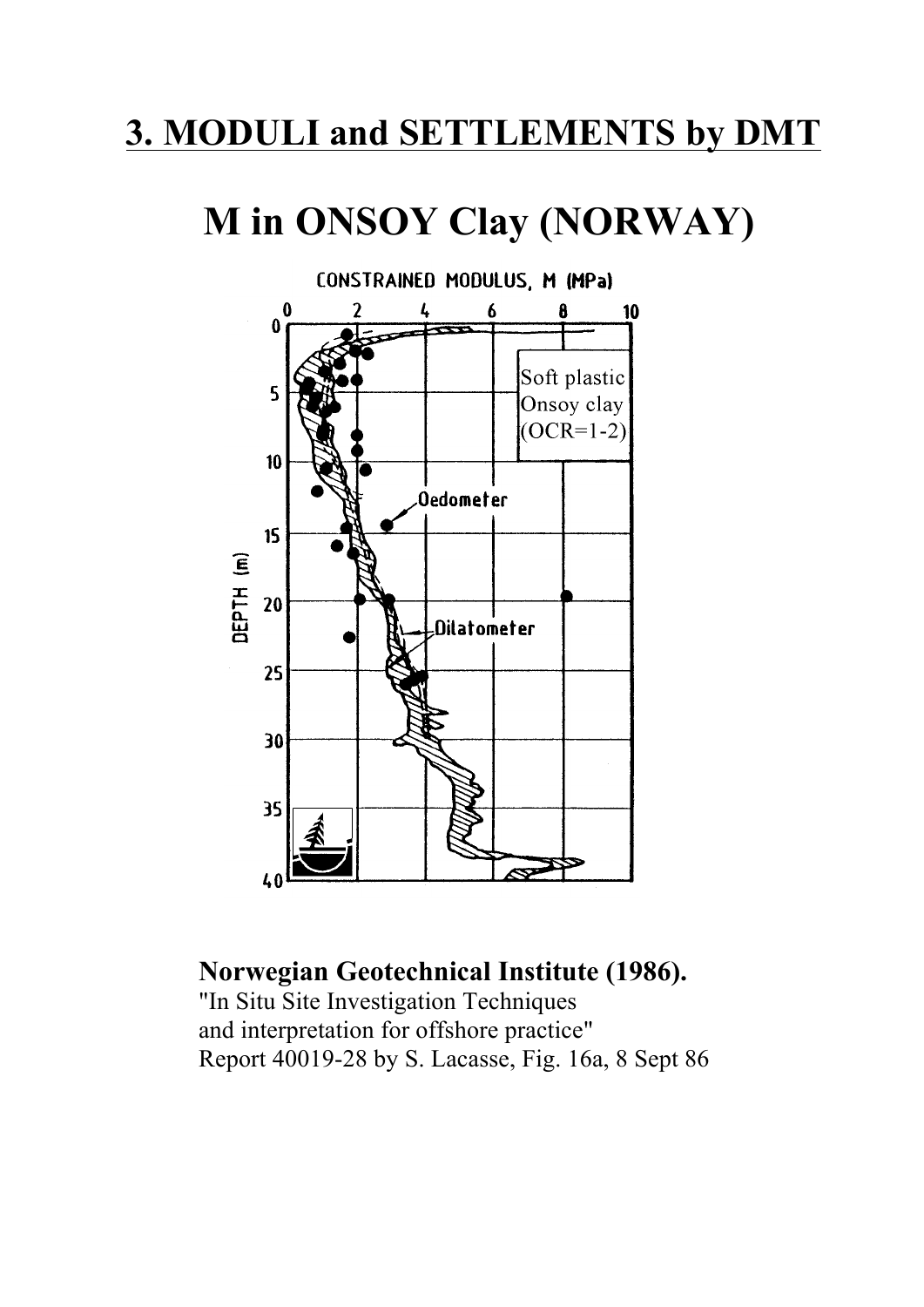# 3. MODULI and SETTLEMENTS by DMT

## M in ONSOY Clay (NORWAY)

CONSTRAINED MODULUS, M (MPa)

Soft plastic Onsoy clay (OCR=1-2)

Oedometer

Dilatometer

DEPTH (m)

**Norwegian Geotechnical Institute (1986).**
"In Situ Site Investigation Techniques and interpretation for offshore practice"
Report 40019-28 by S. Lacasse, Fig. 16a, 8 Sept 86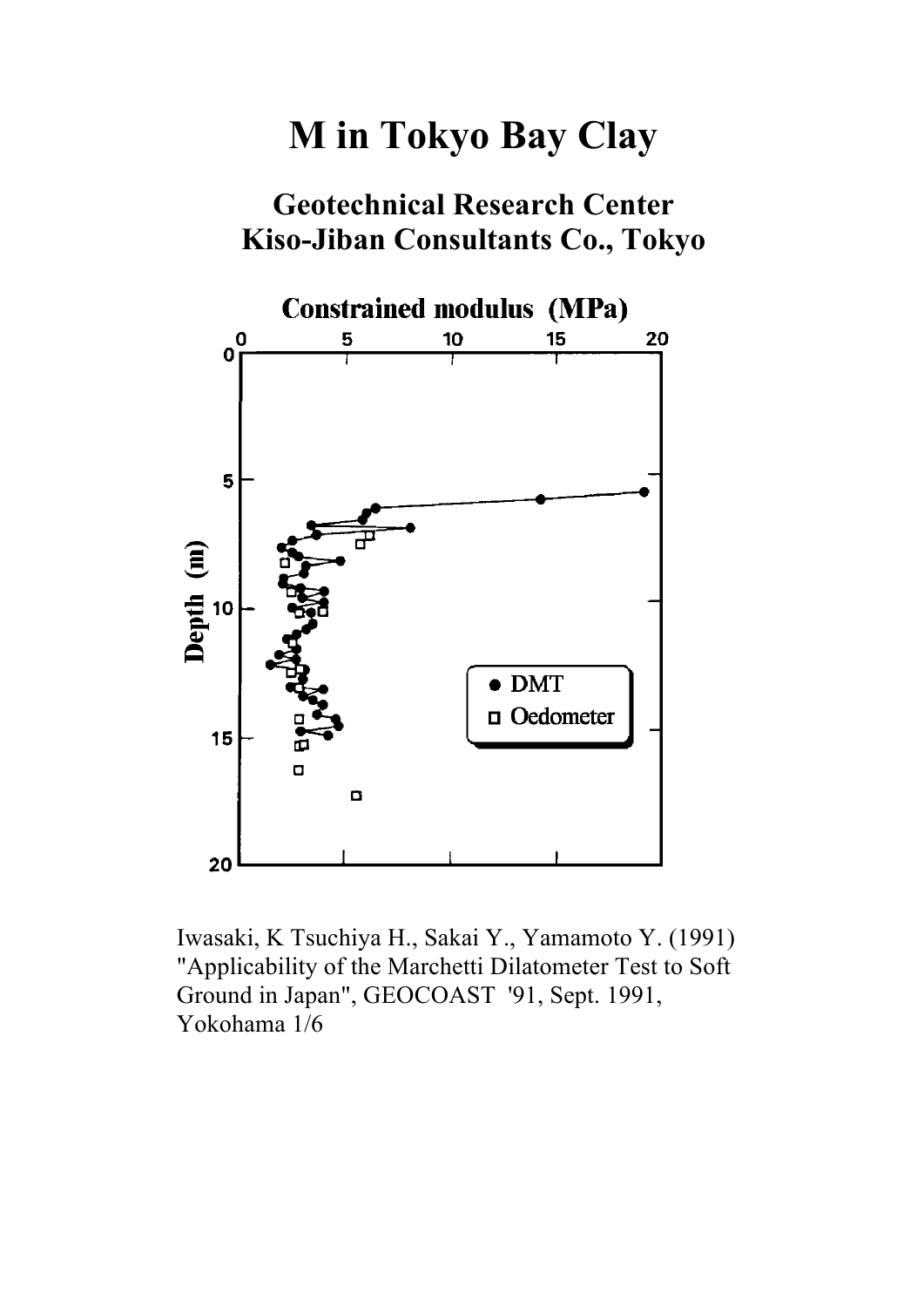# M in Tokyo Bay Clay

## Geotechnical Research Center
## Kiso-Jiban Consultants Co., Tokyo

Constrained modulus (MPa)

Depth (m)

● DMT
□ Oedometer

Iwasaki, K Tsuchiya H., Sakai Y., Yamamoto Y. (1991) "Applicability of the Marchetti Dilatometer Test to Soft Ground in Japan", GEOCOAST '91, Sept. 1991, Yokohama 1/6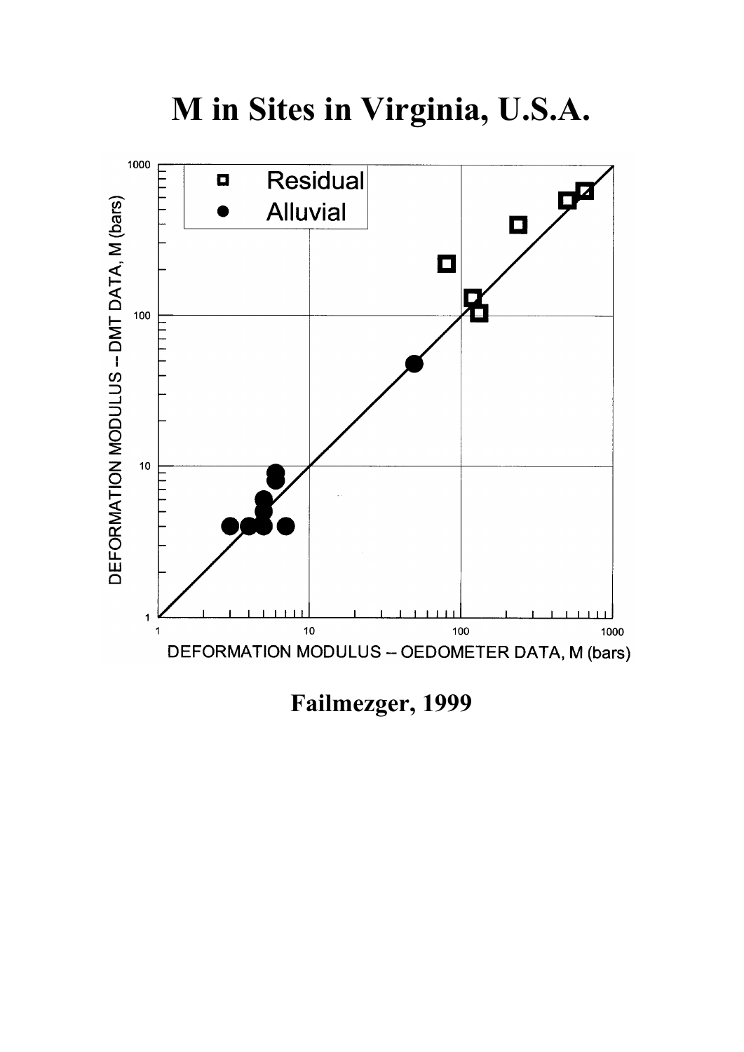# M in Sites in Virginia, U.S.A.

**Failmezger, 1999**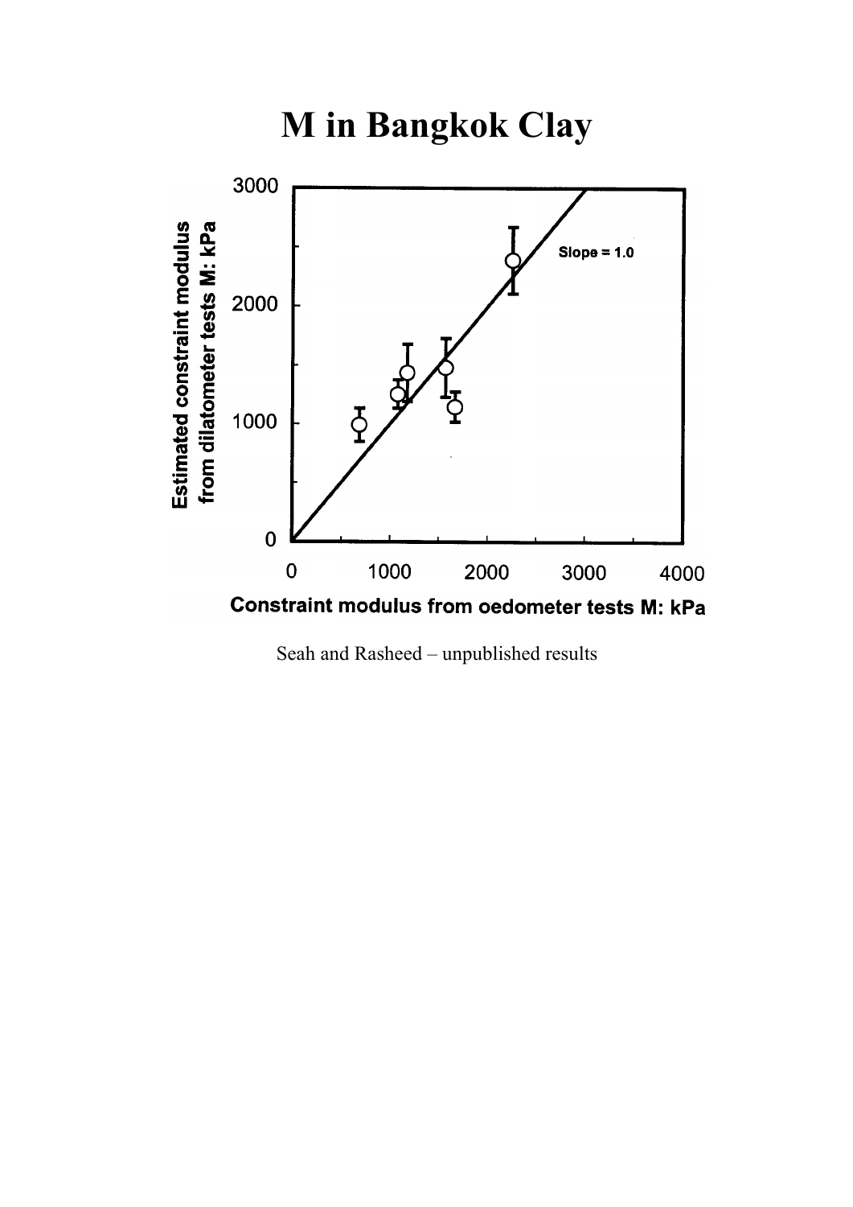# M in Bangkok Clay

Seah and Rasheed – unpublished results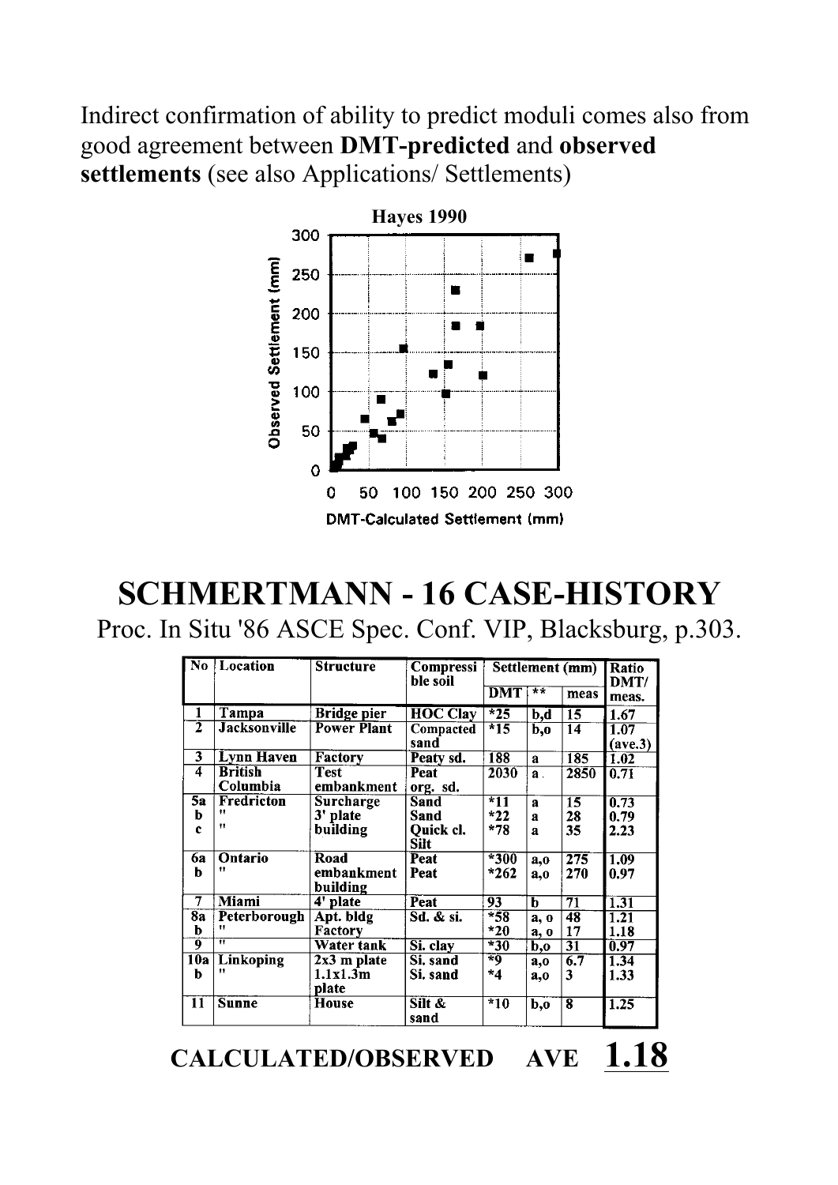Indirect confirmation of ability to predict moduli comes also from good agreement between **DMT-predicted** and **observed settlements** (see also Applications/ Settlements)

**Hayes 1990**

Observed Settlement (mm)

300
250
200
150
100
50
0

0 50 100 150 200 250 300

DMT-Calculated Settlement (mm)

# SCHMERTMANN - 16 CASE-HISTORY

Proc. In Situ '86 ASCE Spec. Conf. VIP, Blacksburg, p.303.

| No | Location | Structure | Compressible soil | Settlement (mm) | | | Ratio DMT/ meas. |
|---|---|---|---|---|---|---|---|
| | | | | DMT | ** | meas | |
| 1 | Tampa | Bridge pier | HOC Clay | *25 | b,d | 15 | 1.67 |
| 2 | Jacksonville | Power Plant | Compacted sand | *15 | b,o | 14 | 1.07 (ave.3) |
| 3 | Lynn Haven | Factory | Peaty sd. | 188 | a | 185 | 1.02 |
| 4 | British Columbia | Test embankment | Peat org. sd. | 2030 | a | 2850 | 0.71 |
| 5a | Fredricton | Surcharge | Sand | *11 | a | 15 | 0.73 |
| b | " | 3' plate | Sand | *22 | a | 28 | 0.79 |
| c | " | building | Quick cl. Silt | *78 | a | 35 | 2.23 |
| 6a | Ontario | Road embankment | Peat | *300 | a,o | 275 | 1.09 |
| b | " | building | Peat | *262 | a,o | 270 | 0.97 |
| 7 | Miami | 4' plate | Peat | 93 | b | 71 | 1.31 |
| 8a | Peterborough | Apt. bldg | Sd. & si. | *58 | a, o | 48 | 1.21 |
| b | " | Factory | | *20 | a, o | 17 | 1.18 |
| 9 | " | Water tank | Si. clay | *30 | b,o | 31 | 0.97 |
| 10a | Linkoping | 2x3 m plate | Si. sand | *9 | a,o | 6.7 | 1.34 |
| b | " | 1.1x1.3m plate | Si. sand | *4 | a,o | 3 | 1.33 |
| 11 | Sunne | House | Silt & sand | *10 | b,o | 8 | 1.25 |

**CALCULATED/OBSERVED AVE 1.18**